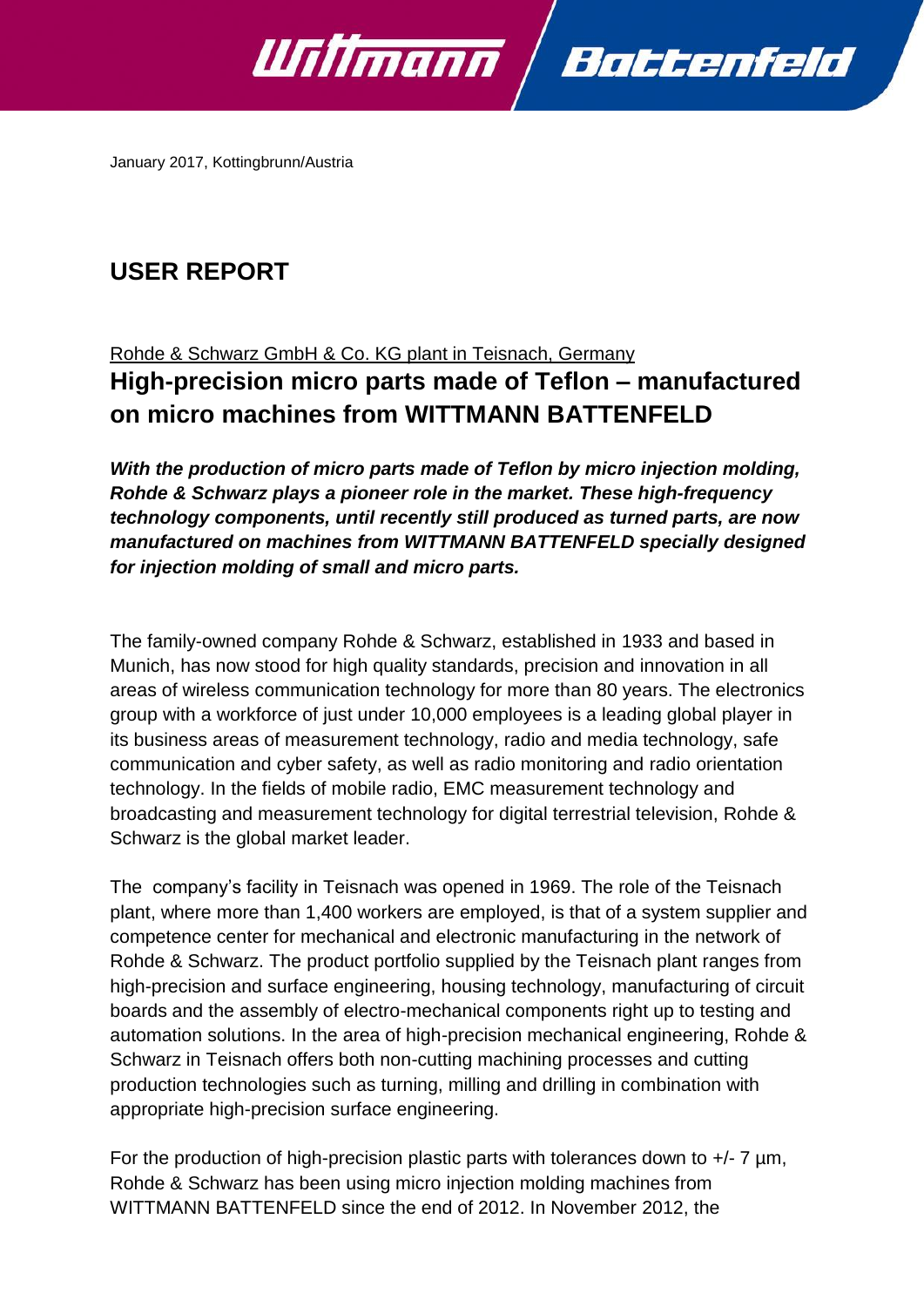January 2017, Kottingbrunn/Austria

# USER REPORT

Rohde & Schwarz GmbH & Co. KG plant in Teisnach, Germany

## High-precision micro parts made of Teflon – manufactured on micro machines from WITTMANN BATTENFELD

***With the production of micro parts made of Teflon by micro injection molding, Rohde & Schwarz plays a pioneer role in the market. These high-frequency technology components, until recently still produced as turned parts, are now manufactured on machines from WITTMANN BATTENFELD specially designed for injection molding of small and micro parts.***

The family-owned company Rohde & Schwarz, established in 1933 and based in Munich, has now stood for high quality standards, precision and innovation in all areas of wireless communication technology for more than 80 years. The electronics group with a workforce of just under 10,000 employees is a leading global player in its business areas of measurement technology, radio and media technology, safe communication and cyber safety, as well as radio monitoring and radio orientation technology. In the fields of mobile radio, EMC measurement technology and broadcasting and measurement technology for digital terrestrial television, Rohde & Schwarz is the global market leader.

The company's facility in Teisnach was opened in 1969. The role of the Teisnach plant, where more than 1,400 workers are employed, is that of a system supplier and competence center for mechanical and electronic manufacturing in the network of Rohde & Schwarz. The product portfolio supplied by the Teisnach plant ranges from high-precision and surface engineering, housing technology, manufacturing of circuit boards and the assembly of electro-mechanical components right up to testing and automation solutions. In the area of high-precision mechanical engineering, Rohde & Schwarz in Teisnach offers both non-cutting machining processes and cutting production technologies such as turning, milling and drilling in combination with appropriate high-precision surface engineering.

For the production of high-precision plastic parts with tolerances down to +/- 7 µm, Rohde & Schwarz has been using micro injection molding machines from WITTMANN BATTENFELD since the end of 2012. In November 2012, the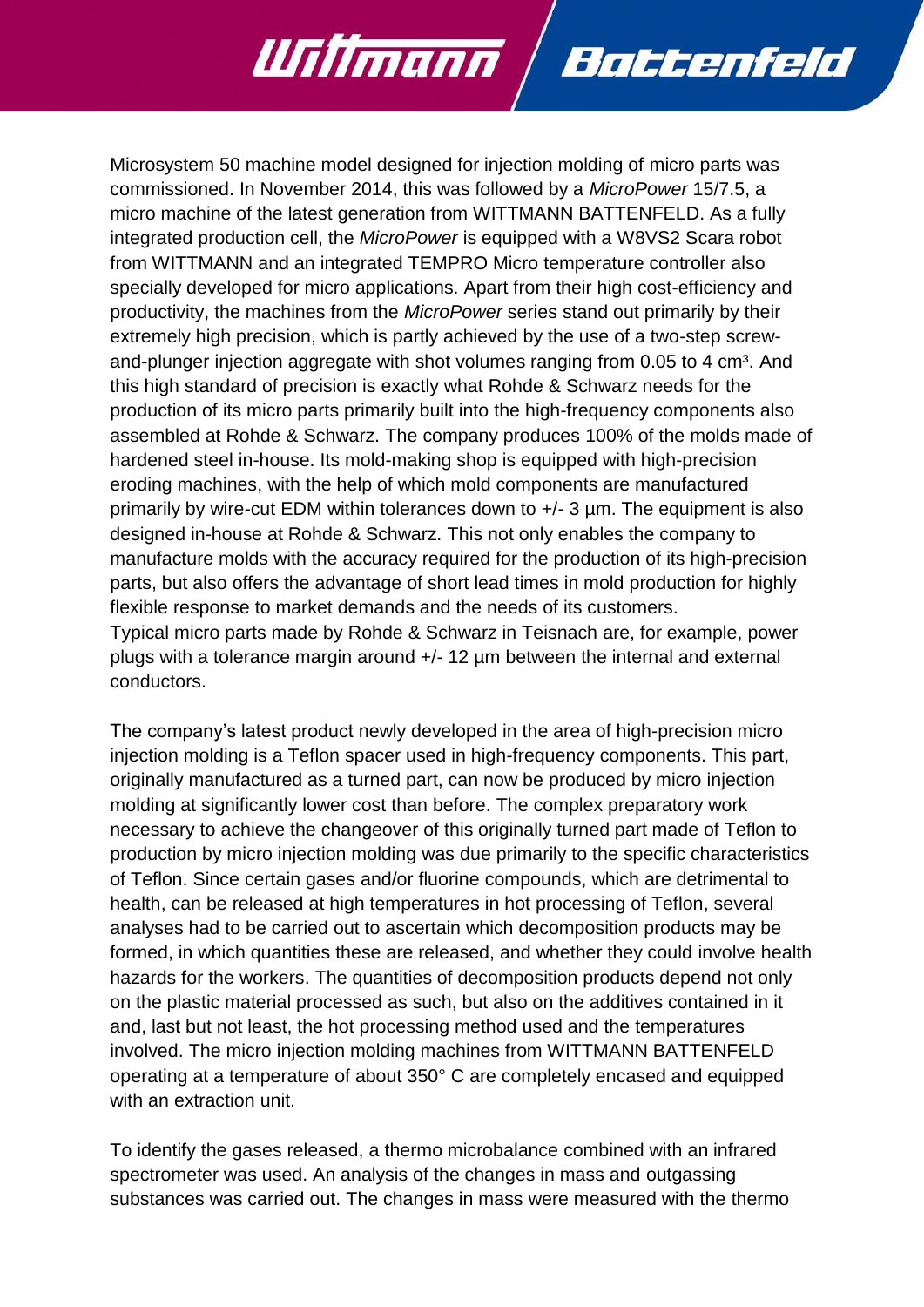Microsystem 50 machine model designed for injection molding of micro parts was commissioned. In November 2014, this was followed by a *MicroPower* 15/7.5, a micro machine of the latest generation from WITTMANN BATTENFELD. As a fully integrated production cell, the *MicroPower* is equipped with a W8VS2 Scara robot from WITTMANN and an integrated TEMPRO Micro temperature controller also specially developed for micro applications. Apart from their high cost-efficiency and productivity, the machines from the *MicroPower* series stand out primarily by their extremely high precision, which is partly achieved by the use of a two-step screw-and-plunger injection aggregate with shot volumes ranging from 0.05 to 4 cm³. And this high standard of precision is exactly what Rohde & Schwarz needs for the production of its micro parts primarily built into the high-frequency components also assembled at Rohde & Schwarz. The company produces 100% of the molds made of hardened steel in-house. Its mold-making shop is equipped with high-precision eroding machines, with the help of which mold components are manufactured primarily by wire-cut EDM within tolerances down to +/- 3 µm. The equipment is also designed in-house at Rohde & Schwarz. This not only enables the company to manufacture molds with the accuracy required for the production of its high-precision parts, but also offers the advantage of short lead times in mold production for highly flexible response to market demands and the needs of its customers.
Typical micro parts made by Rohde & Schwarz in Teisnach are, for example, power plugs with a tolerance margin around +/- 12 µm between the internal and external conductors.

The company's latest product newly developed in the area of high-precision micro injection molding is a Teflon spacer used in high-frequency components. This part, originally manufactured as a turned part, can now be produced by micro injection molding at significantly lower cost than before. The complex preparatory work necessary to achieve the changeover of this originally turned part made of Teflon to production by micro injection molding was due primarily to the specific characteristics of Teflon. Since certain gases and/or fluorine compounds, which are detrimental to health, can be released at high temperatures in hot processing of Teflon, several analyses had to be carried out to ascertain which decomposition products may be formed, in which quantities these are released, and whether they could involve health hazards for the workers. The quantities of decomposition products depend not only on the plastic material processed as such, but also on the additives contained in it and, last but not least, the hot processing method used and the temperatures involved. The micro injection molding machines from WITTMANN BATTENFELD operating at a temperature of about 350° C are completely encased and equipped with an extraction unit.

To identify the gases released, a thermo microbalance combined with an infrared spectrometer was used. An analysis of the changes in mass and outgassing substances was carried out. The changes in mass were measured with the thermo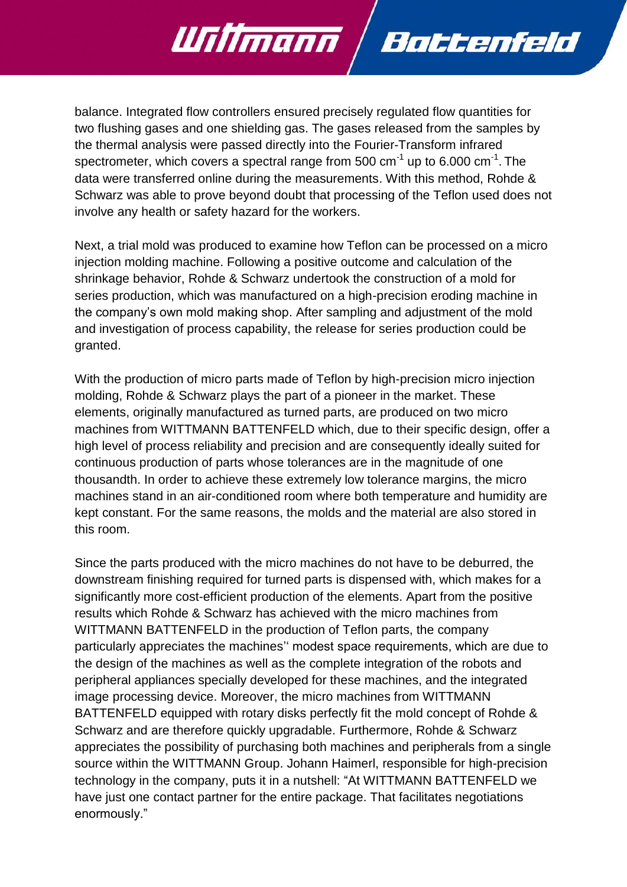balance. Integrated flow controllers ensured precisely regulated flow quantities for two flushing gases and one shielding gas. The gases released from the samples by the thermal analysis were passed directly into the Fourier-Transform infrared spectrometer, which covers a spectral range from 500 $cm^{-1}$ up to 6.000 $cm^{-1}$. The data were transferred online during the measurements. With this method, Rohde & Schwarz was able to prove beyond doubt that processing of the Teflon used does not involve any health or safety hazard for the workers.

Next, a trial mold was produced to examine how Teflon can be processed on a micro injection molding machine. Following a positive outcome and calculation of the shrinkage behavior, Rohde & Schwarz undertook the construction of a mold for series production, which was manufactured on a high-precision eroding machine in the company's own mold making shop. After sampling and adjustment of the mold and investigation of process capability, the release for series production could be granted.

With the production of micro parts made of Teflon by high-precision micro injection molding, Rohde & Schwarz plays the part of a pioneer in the market. These elements, originally manufactured as turned parts, are produced on two micro machines from WITTMANN BATTENFELD which, due to their specific design, offer a high level of process reliability and precision and are consequently ideally suited for continuous production of parts whose tolerances are in the magnitude of one thousandth. In order to achieve these extremely low tolerance margins, the micro machines stand in an air-conditioned room where both temperature and humidity are kept constant. For the same reasons, the molds and the material are also stored in this room.

Since the parts produced with the micro machines do not have to be deburred, the downstream finishing required for turned parts is dispensed with, which makes for a significantly more cost-efficient production of the elements. Apart from the positive results which Rohde & Schwarz has achieved with the micro machines from WITTMANN BATTENFELD in the production of Teflon parts, the company particularly appreciates the machines'' modest space requirements, which are due to the design of the machines as well as the complete integration of the robots and peripheral appliances specially developed for these machines, and the integrated image processing device. Moreover, the micro machines from WITTMANN BATTENFELD equipped with rotary disks perfectly fit the mold concept of Rohde & Schwarz and are therefore quickly upgradable. Furthermore, Rohde & Schwarz appreciates the possibility of purchasing both machines and peripherals from a single source within the WITTMANN Group. Johann Haimerl, responsible for high-precision technology in the company, puts it in a nutshell: "At WITTMANN BATTENFELD we have just one contact partner for the entire package. That facilitates negotiations enormously."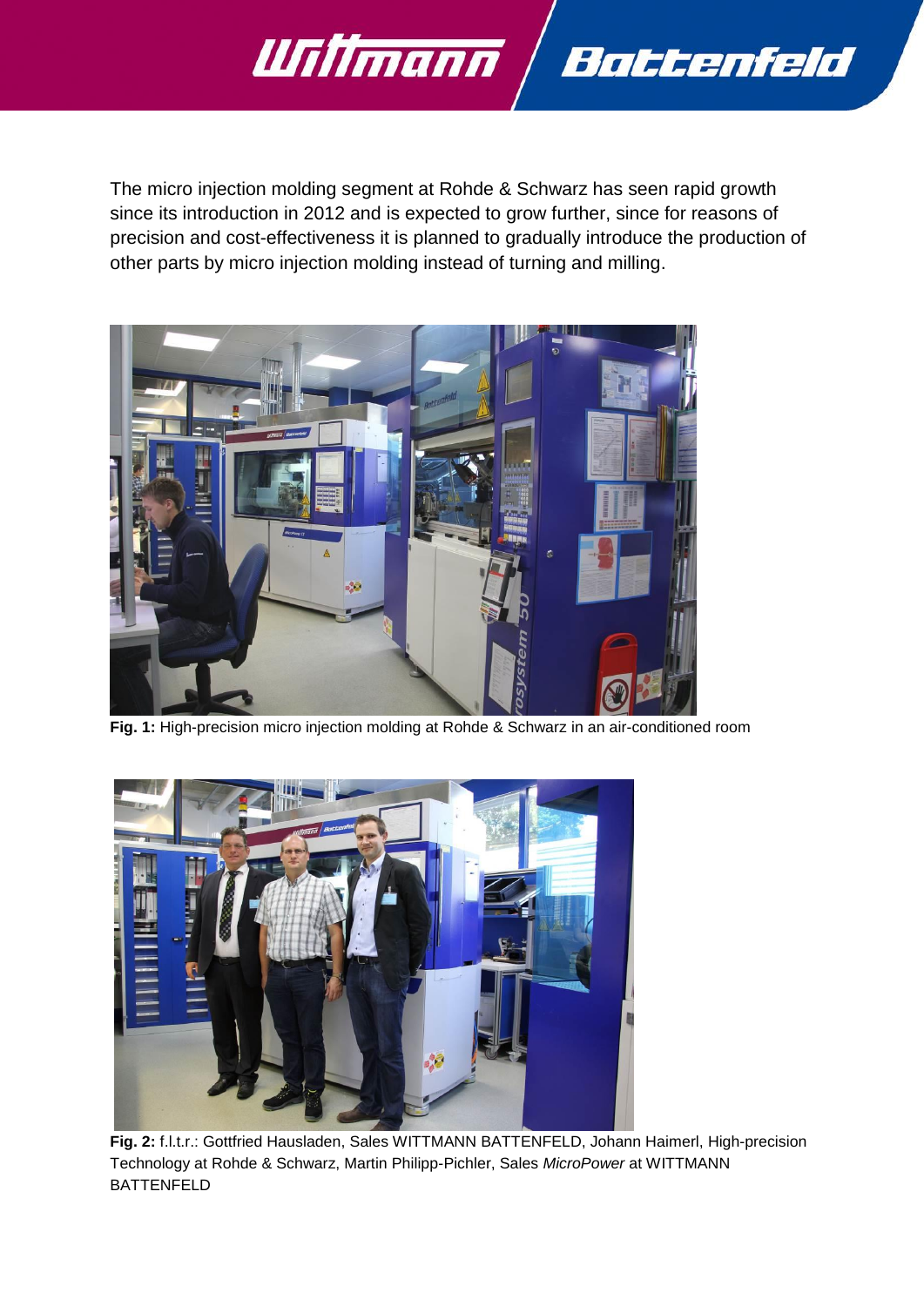The micro injection molding segment at Rohde & Schwarz has seen rapid growth since its introduction in 2012 and is expected to grow further, since for reasons of precision and cost-effectiveness it is planned to gradually introduce the production of other parts by micro injection molding instead of turning and milling.

**Fig. 1:** High-precision micro injection molding at Rohde & Schwarz in an air-conditioned room

**Fig. 2:** f.l.t.r.: Gottfried Hausladen, Sales WITTMANN BATTENFELD, Johann Haimerl, High-precision Technology at Rohde & Schwarz, Martin Philipp-Pichler, Sales *MicroPower* at WITTMANN BATTENFELD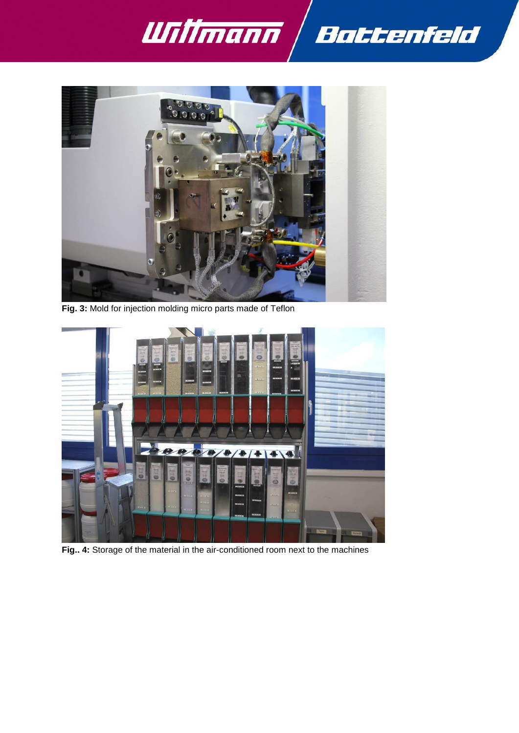**Fig. 3:** Mold for injection molding micro parts made of Teflon

**Fig.. 4:** Storage of the material in the air-conditioned room next to the machines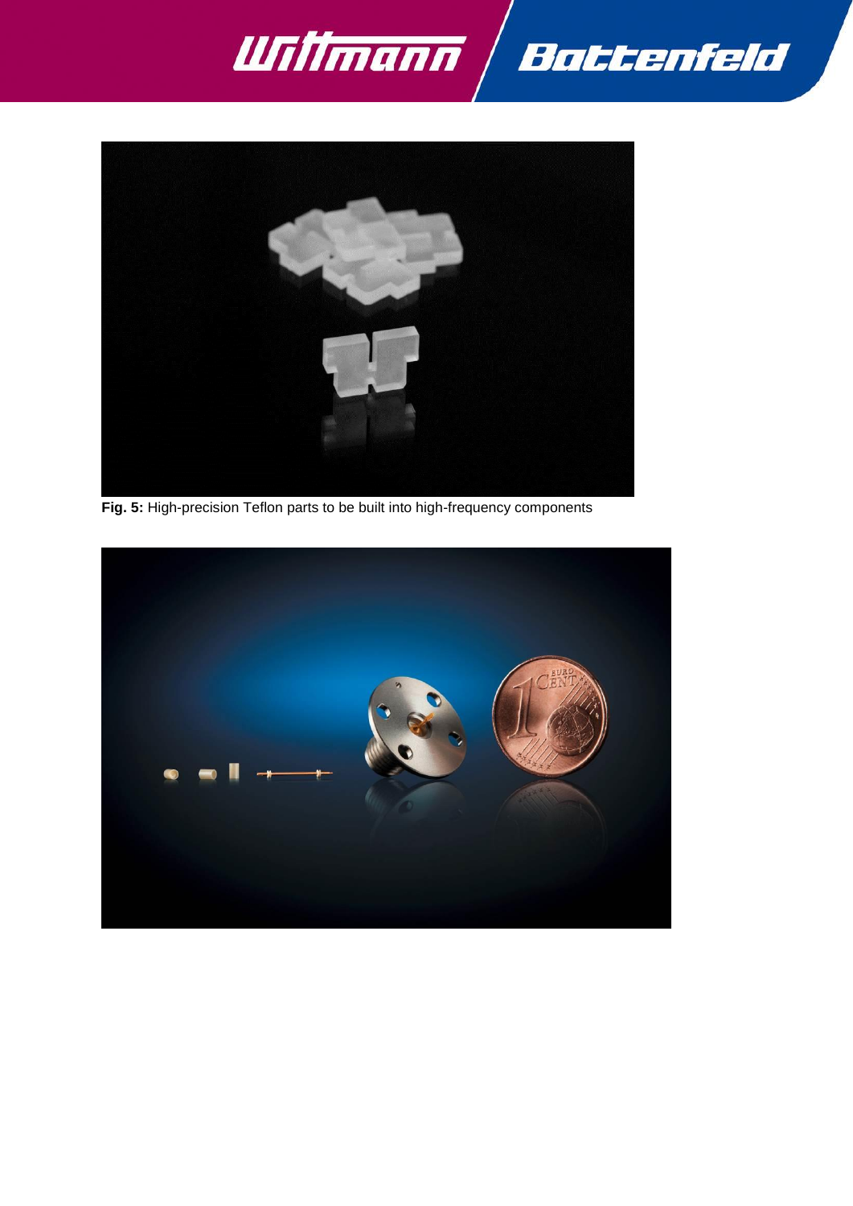**Fig. 5:** High-precision Teflon parts to be built into high-frequency components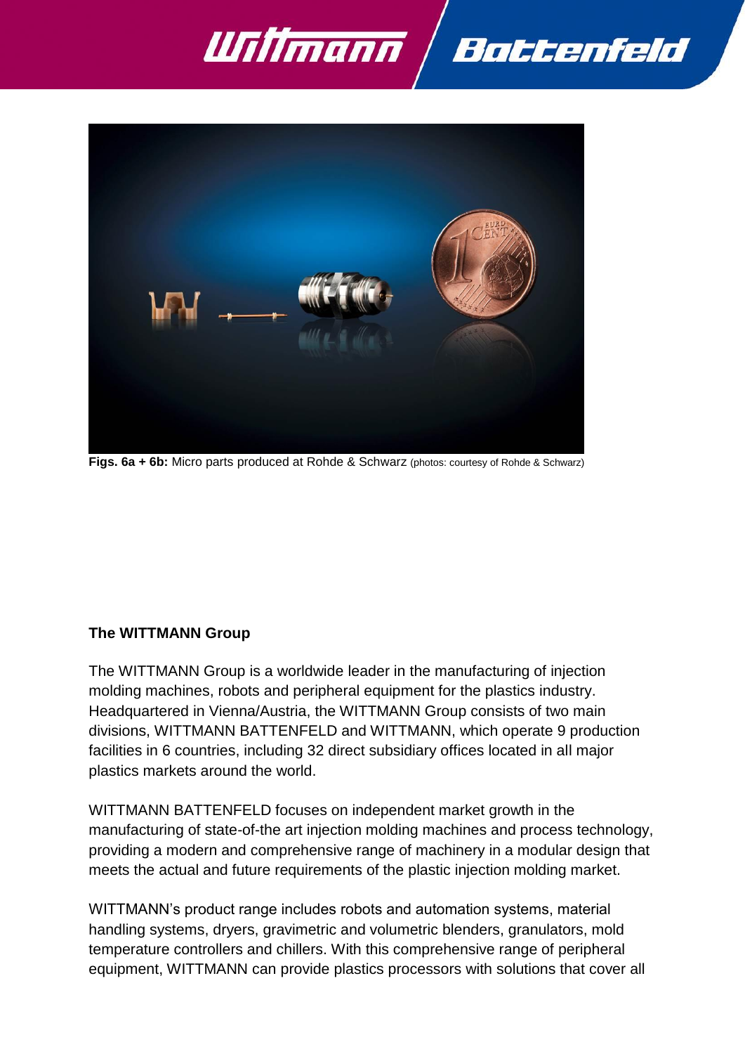**Figs. 6a + 6b:** Micro parts produced at Rohde & Schwarz (photos: courtesy of Rohde & Schwarz)

**The WITTMANN Group**

The WITTMANN Group is a worldwide leader in the manufacturing of injection molding machines, robots and peripheral equipment for the plastics industry. Headquartered in Vienna/Austria, the WITTMANN Group consists of two main divisions, WITTMANN BATTENFELD and WITTMANN, which operate 9 production facilities in 6 countries, including 32 direct subsidiary offices located in all major plastics markets around the world.

WITTMANN BATTENFELD focuses on independent market growth in the manufacturing of state-of-the art injection molding machines and process technology, providing a modern and comprehensive range of machinery in a modular design that meets the actual and future requirements of the plastic injection molding market.

WITTMANN's product range includes robots and automation systems, material handling systems, dryers, gravimetric and volumetric blenders, granulators, mold temperature controllers and chillers. With this comprehensive range of peripheral equipment, WITTMANN can provide plastics processors with solutions that cover all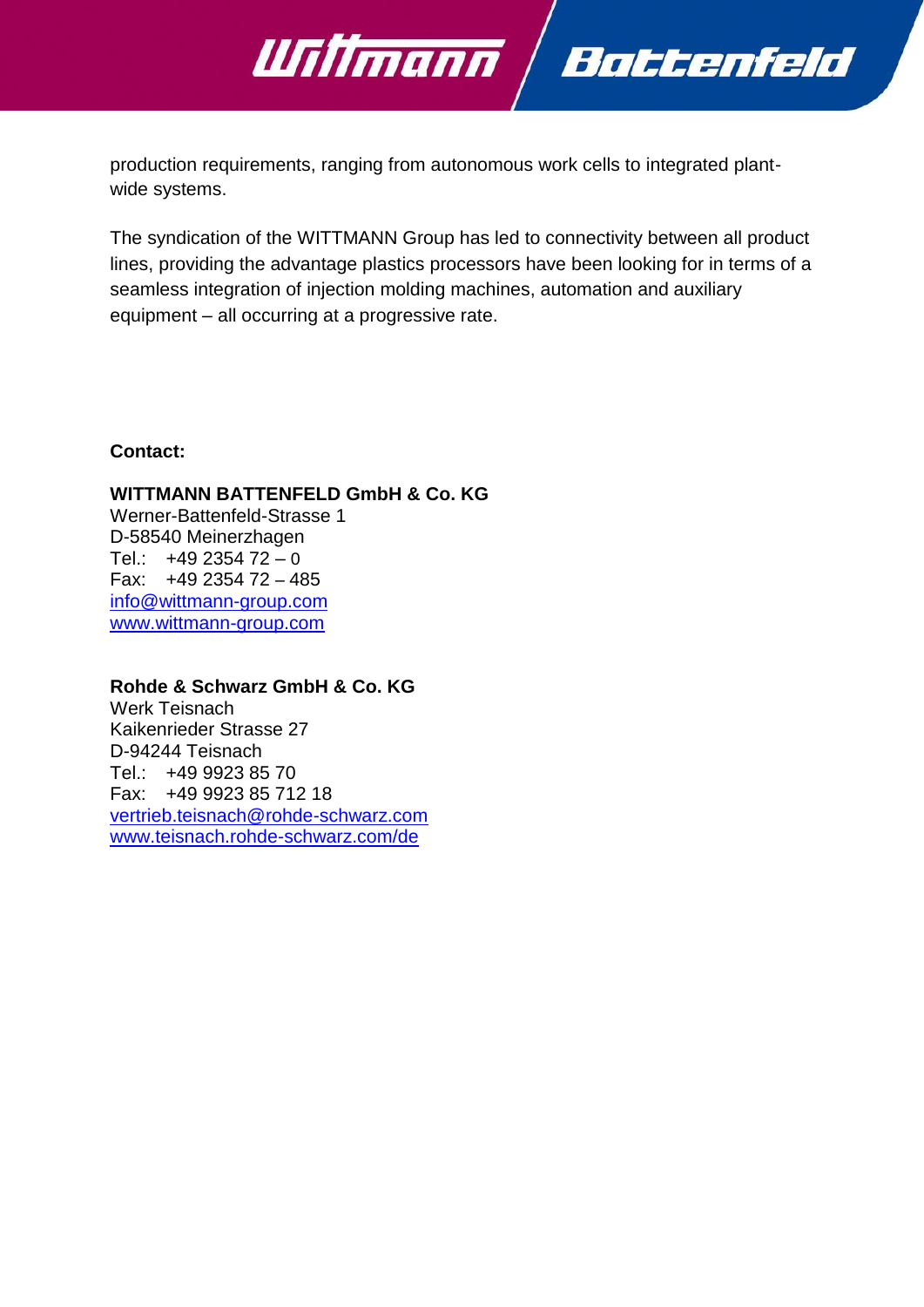production requirements, ranging from autonomous work cells to integrated plant-wide systems.

The syndication of the WITTMANN Group has led to connectivity between all product lines, providing the advantage plastics processors have been looking for in terms of a seamless integration of injection molding machines, automation and auxiliary equipment – all occurring at a progressive rate.

**Contact:**

**WITTMANN BATTENFELD GmbH & Co. KG**
Werner-Battenfeld-Strasse 1
D-58540 Meinerzhagen
Tel.: +49 2354 72 – 0
Fax: +49 2354 72 – 485
info@wittmann-group.com
www.wittmann-group.com

**Rohde & Schwarz GmbH & Co. KG**
Werk Teisnach
Kaikenrieder Strasse 27
D-94244 Teisnach
Tel.: +49 9923 85 70
Fax: +49 9923 85 712 18
vertrieb.teisnach@rohde-schwarz.com
www.teisnach.rohde-schwarz.com/de